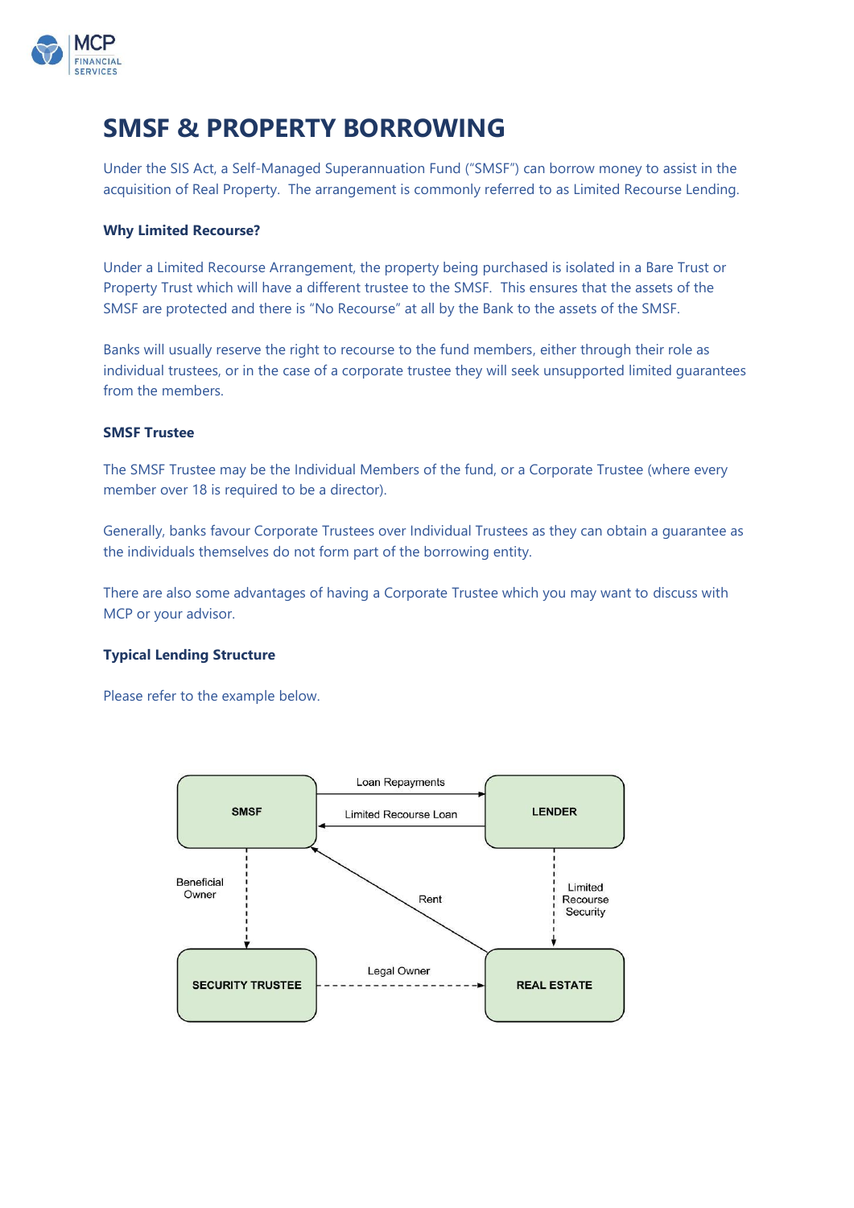# SMSF & PROPERTY BORROWING

Under the SIS Act, a Self-Managed Superannuation Fund ("SMSF") can borrow money to assist in the acquisition of Real Property. The arrangement is commonly referred to as Limited Recourse Lending.

**Why Limited Recourse?**

Under a Limited Recourse Arrangement, the property being purchased is isolated in a Bare Trust or Property Trust which will have a different trustee to the SMSF. This ensures that the assets of the SMSF are protected and there is "No Recourse" at all by the Bank to the assets of the SMSF.

Banks will usually reserve the right to recourse to the fund members, either through their role as individual trustees, or in the case of a corporate trustee they will seek unsupported limited guarantees from the members.

**SMSF Trustee**

The SMSF Trustee may be the Individual Members of the fund, or a Corporate Trustee (where every member over 18 is required to be a director).

Generally, banks favour Corporate Trustees over Individual Trustees as they can obtain a guarantee as the individuals themselves do not form part of the borrowing entity.

There are also some advantages of having a Corporate Trustee which you may want to discuss with MCP or your advisor.

**Typical Lending Structure**

Please refer to the example below.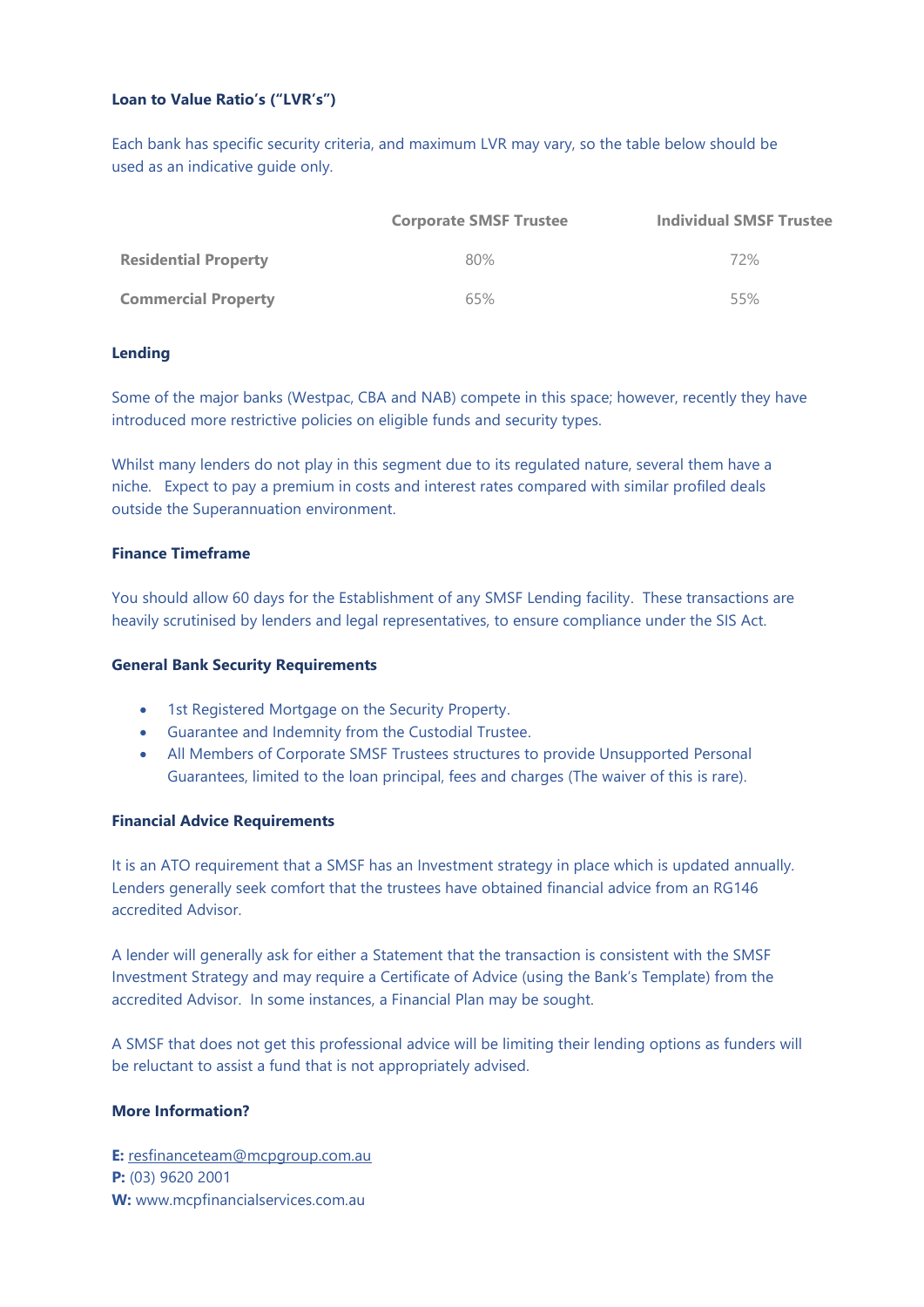**Loan to Value Ratio's ("LVR's")**

Each bank has specific security criteria, and maximum LVR may vary, so the table below should be used as an indicative guide only.

| | Corporate SMSF Trustee | Individual SMSF Trustee |
|---|---|---|
| **Residential Property** | 80% | 72% |
| **Commercial Property** | 65% | 55% |

**Lending**

Some of the major banks (Westpac, CBA and NAB) compete in this space; however, recently they have introduced more restrictive policies on eligible funds and security types.

Whilst many lenders do not play in this segment due to its regulated nature, several them have a niche. Expect to pay a premium in costs and interest rates compared with similar profiled deals outside the Superannuation environment.

**Finance Timeframe**

You should allow 60 days for the Establishment of any SMSF Lending facility. These transactions are heavily scrutinised by lenders and legal representatives, to ensure compliance under the SIS Act.

**General Bank Security Requirements**

- 1st Registered Mortgage on the Security Property.
- Guarantee and Indemnity from the Custodial Trustee.
- All Members of Corporate SMSF Trustees structures to provide Unsupported Personal Guarantees, limited to the loan principal, fees and charges (The waiver of this is rare).

**Financial Advice Requirements**

It is an ATO requirement that a SMSF has an Investment strategy in place which is updated annually. Lenders generally seek comfort that the trustees have obtained financial advice from an RG146 accredited Advisor.

A lender will generally ask for either a Statement that the transaction is consistent with the SMSF Investment Strategy and may require a Certificate of Advice (using the Bank's Template) from the accredited Advisor. In some instances, a Financial Plan may be sought.

A SMSF that does not get this professional advice will be limiting their lending options as funders will be reluctant to assist a fund that is not appropriately advised.

**More Information?**

**E:** resfinanceteam@mcpgroup.com.au
**P:** (03) 9620 2001
**W:** www.mcpfinancialservices.com.au